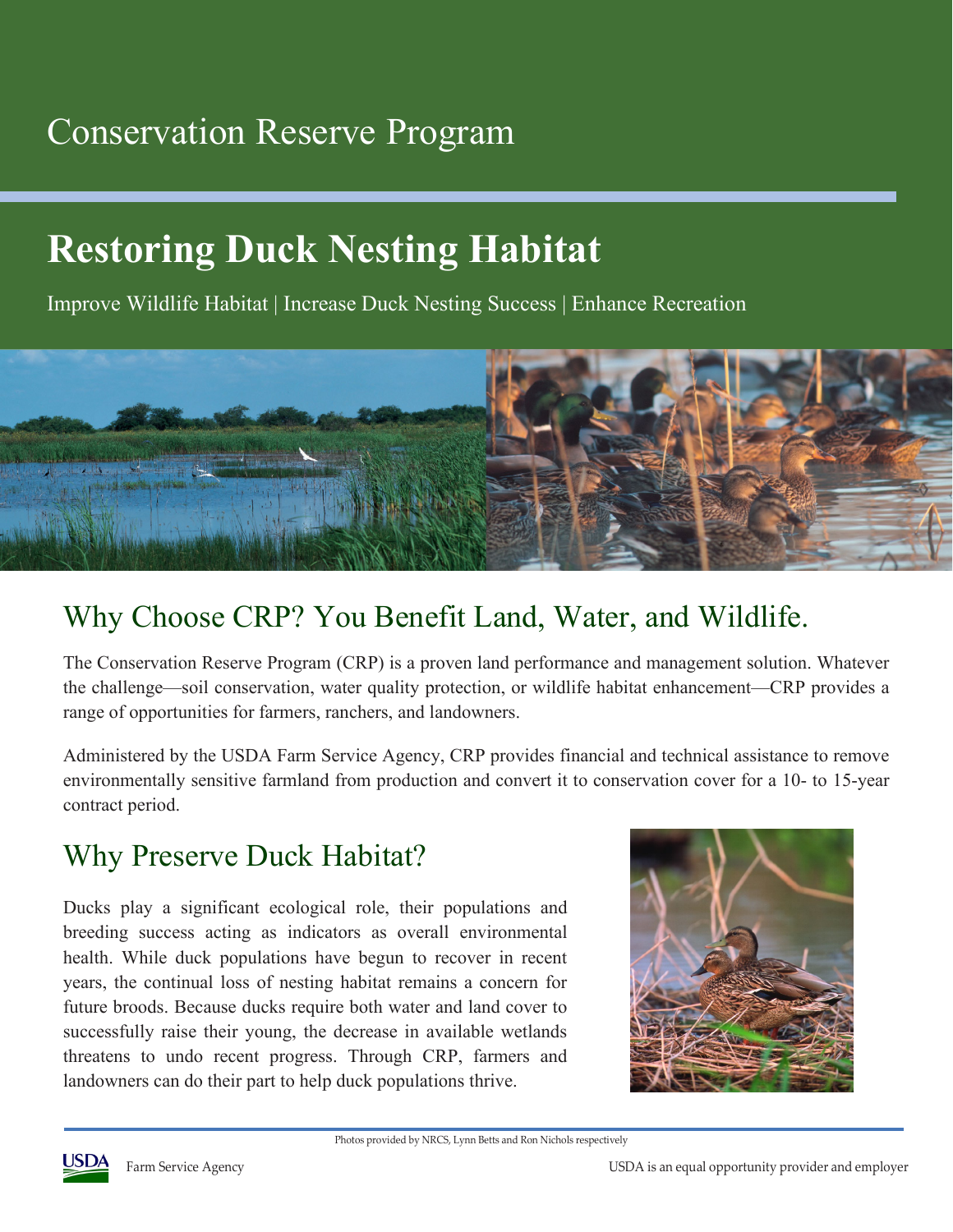Conservation Reserve Program

# Restoring Duck Nesting Habitat

Improve Wildlife Habitat | Increase Duck Nesting Success | Enhance Recreation

## Why Choose CRP? You Benefit Land, Water, and Wildlife.

The Conservation Reserve Program (CRP) is a proven land performance and management solution. Whatever the challenge—soil conservation, water quality protection, or wildlife habitat enhancement—CRP provides a range of opportunities for farmers, ranchers, and landowners.

Administered by the USDA Farm Service Agency, CRP provides financial and technical assistance to remove environmentally sensitive farmland from production and convert it to conservation cover for a 10- to 15-year contract period.

## Why Preserve Duck Habitat?

Ducks play a significant ecological role, their populations and breeding success acting as indicators as overall environmental health. While duck populations have begun to recover in recent years, the continual loss of nesting habitat remains a concern for future broods. Because ducks require both water and land cover to successfully raise their young, the decrease in available wetlands threatens to undo recent progress. Through CRP, farmers and landowners can do their part to help duck populations thrive.

Photos provided by NRCS, Lynn Betts and Ron Nichols respectively

USDA Farm Service Agency

USDA is an equal opportunity provider and employer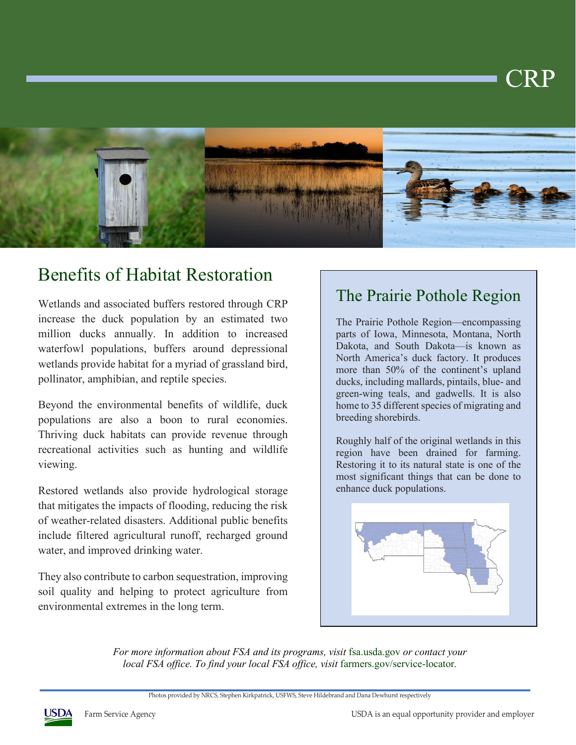CRP

## Benefits of Habitat Restoration

Wetlands and associated buffers restored through CRP increase the duck population by an estimated two million ducks annually. In addition to increased waterfowl populations, buffers around depressional wetlands provide habitat for a myriad of grassland bird, pollinator, amphibian, and reptile species.

Beyond the environmental benefits of wildlife, duck populations are also a boon to rural economies. Thriving duck habitats can provide revenue through recreational activities such as hunting and wildlife viewing.

Restored wetlands also provide hydrological storage that mitigates the impacts of flooding, reducing the risk of weather-related disasters. Additional public benefits include filtered agricultural runoff, recharged ground water, and improved drinking water.

They also contribute to carbon sequestration, improving soil quality and helping to protect agriculture from environmental extremes in the long term.

## The Prairie Pothole Region

The Prairie Pothole Region—encompassing parts of Iowa, Minnesota, Montana, North Dakota, and South Dakota—is known as North America's duck factory. It produces more than 50% of the continent's upland ducks, including mallards, pintails, blue- and green-wing teals, and gadwells. It is also home to 35 different species of migrating and breeding shorebirds.

Roughly half of the original wetlands in this region have been drained for farming. Restoring it to its natural state is one of the most significant things that can be done to enhance duck populations.

*For more information about FSA and its programs, visit* fsa.usda.gov *or contact your local FSA office. To find your local FSA office, visit* farmers.gov/service-locator.

Photos provided by NRCS, Stephen Kirkpatrick, USFWS, Steve Hildebrand and Dana Dewhurst respectively

USDA Farm Service Agency

USDA is an equal opportunity provider and employer